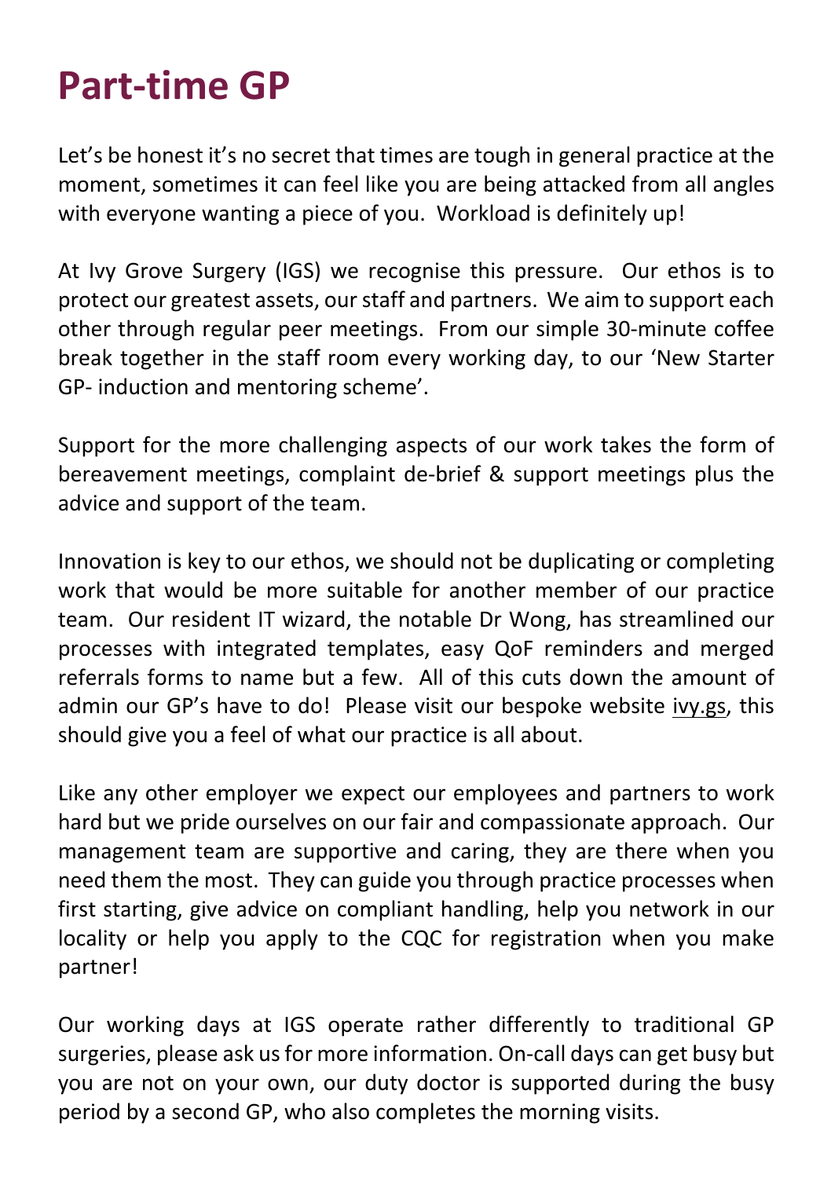# Part-time GP

Let's be honest it's no secret that times are tough in general practice at the moment, sometimes it can feel like you are being attacked from all angles with everyone wanting a piece of you. Workload is definitely up!

At Ivy Grove Surgery (IGS) we recognise this pressure. Our ethos is to protect our greatest assets, our staff and partners. We aim to support each other through regular peer meetings. From our simple 30-minute coffee break together in the staff room every working day, to our 'New Starter GP- induction and mentoring scheme'.

Support for the more challenging aspects of our work takes the form of bereavement meetings, complaint de-brief & support meetings plus the advice and support of the team.

Innovation is key to our ethos, we should not be duplicating or completing work that would be more suitable for another member of our practice team. Our resident IT wizard, the notable Dr Wong, has streamlined our processes with integrated templates, easy QoF reminders and merged referrals forms to name but a few. All of this cuts down the amount of admin our GP's have to do! Please visit our bespoke website ivy.gs, this should give you a feel of what our practice is all about.

Like any other employer we expect our employees and partners to work hard but we pride ourselves on our fair and compassionate approach. Our management team are supportive and caring, they are there when you need them the most. They can guide you through practice processes when first starting, give advice on compliant handling, help you network in our locality or help you apply to the CQC for registration when you make partner!

Our working days at IGS operate rather differently to traditional GP surgeries, please ask us for more information. On-call days can get busy but you are not on your own, our duty doctor is supported during the busy period by a second GP, who also completes the morning visits.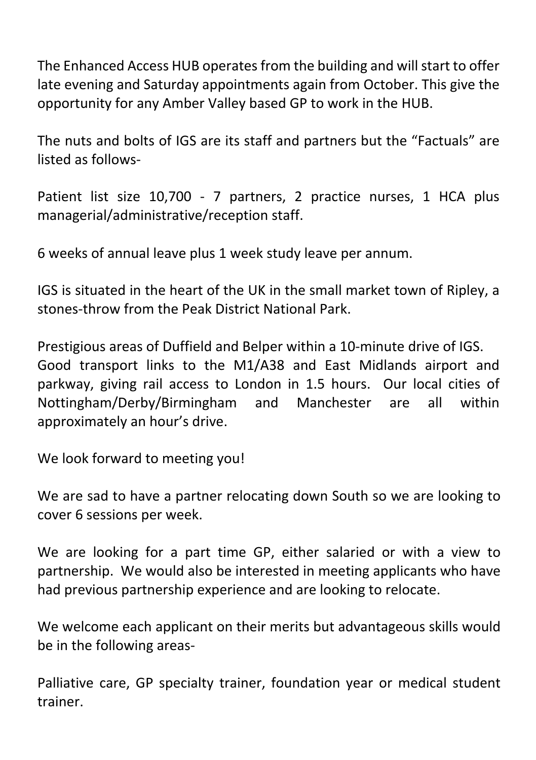The Enhanced Access HUB operates from the building and will start to offer late evening and Saturday appointments again from October. This give the opportunity for any Amber Valley based GP to work in the HUB.

The nuts and bolts of IGS are its staff and partners but the "Factuals" are listed as follows-

Patient list size 10,700 - 7 partners, 2 practice nurses, 1 HCA plus managerial/administrative/reception staff.

6 weeks of annual leave plus 1 week study leave per annum.

IGS is situated in the heart of the UK in the small market town of Ripley, a stones-throw from the Peak District National Park.

Prestigious areas of Duffield and Belper within a 10-minute drive of IGS.
Good transport links to the M1/A38 and East Midlands airport and parkway, giving rail access to London in 1.5 hours. Our local cities of Nottingham/Derby/Birmingham and Manchester are all within approximately an hour's drive.

We look forward to meeting you!

We are sad to have a partner relocating down South so we are looking to cover 6 sessions per week.

We are looking for a part time GP, either salaried or with a view to partnership. We would also be interested in meeting applicants who have had previous partnership experience and are looking to relocate.

We welcome each applicant on their merits but advantageous skills would be in the following areas-

Palliative care, GP specialty trainer, foundation year or medical student trainer.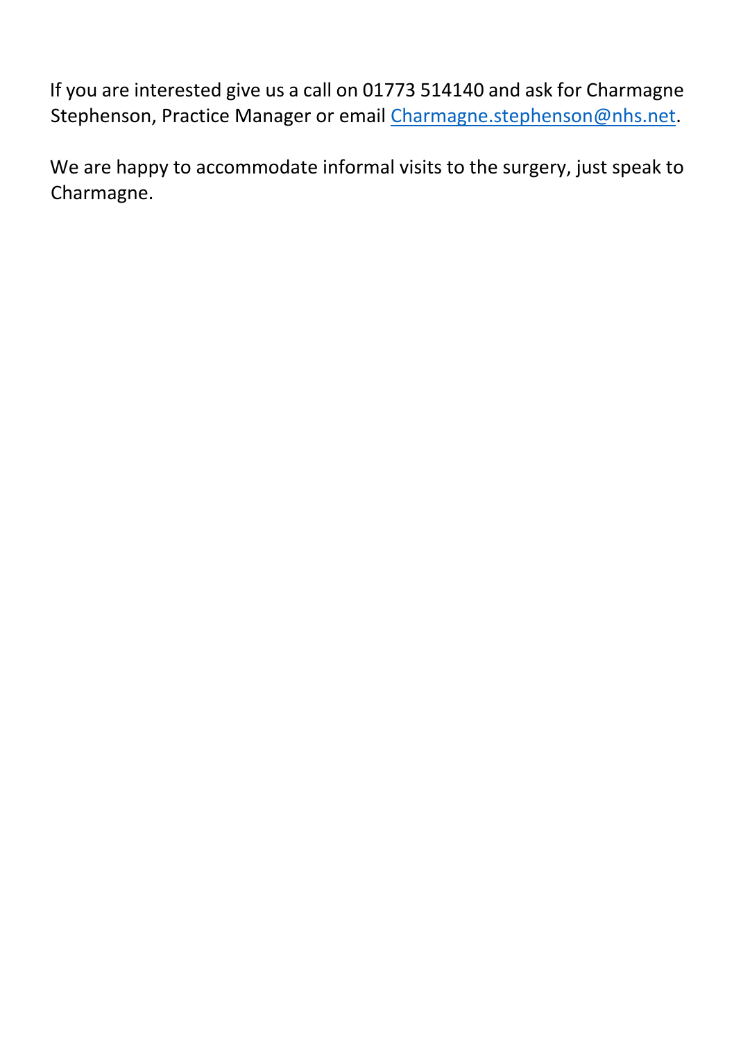If you are interested give us a call on 01773 514140 and ask for Charmagne Stephenson, Practice Manager or email Charmagne.stephenson@nhs.net.

We are happy to accommodate informal visits to the surgery, just speak to Charmagne.